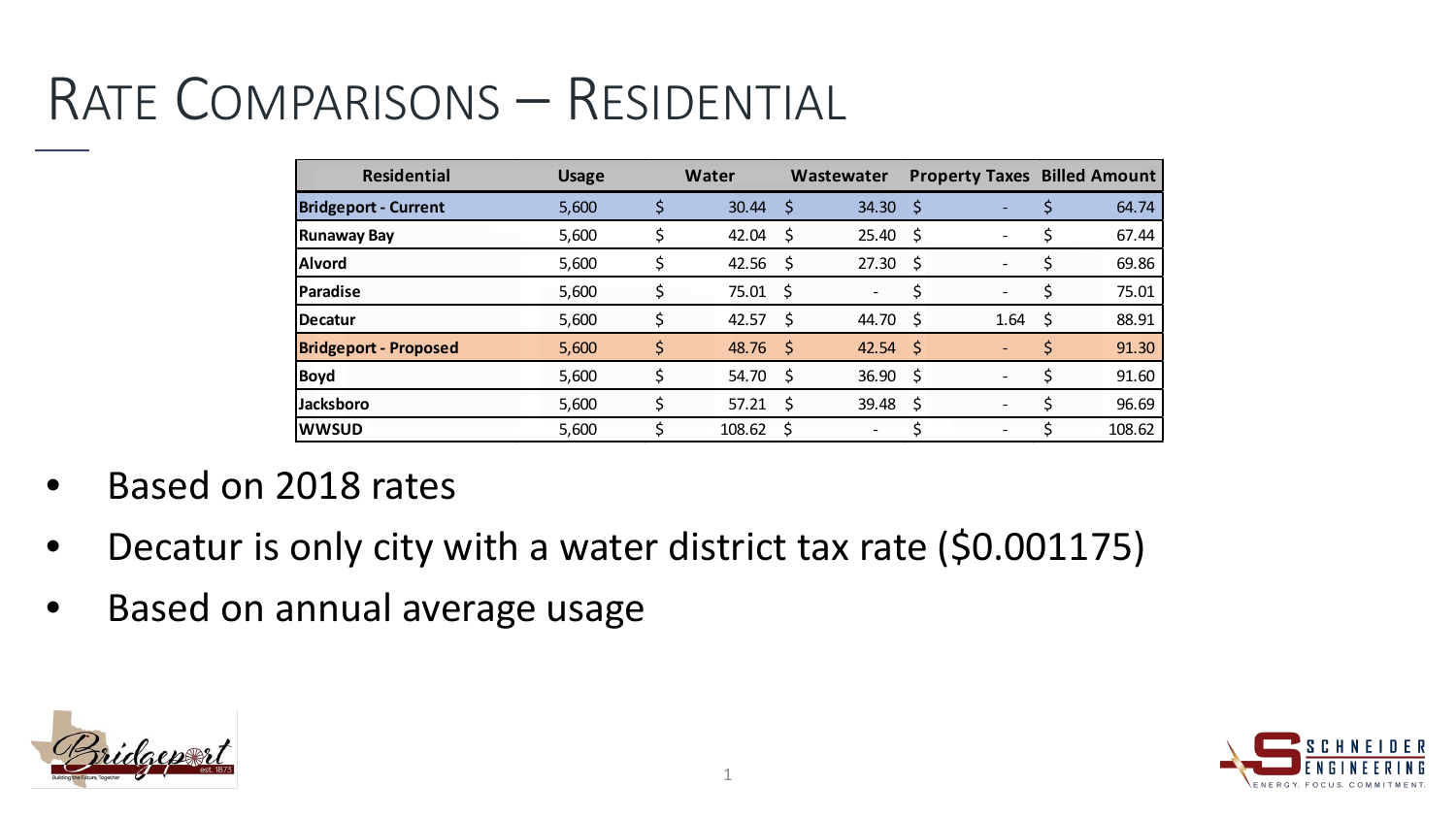# Rate Comparisons – Residential

| Residential | Usage | Water | Wastewater | Property Taxes | Billed Amount |
|---|---|---|---|---|---|
| **Bridgeport - Current** | 5,600 | $ 30.44 | $ 34.30 | $ - | $ 64.74 |
| **Runaway Bay** | 5,600 | $ 42.04 | $ 25.40 | $ - | $ 67.44 |
| **Alvord** | 5,600 | $ 42.56 | $ 27.30 | $ - | $ 69.86 |
| **Paradise** | 5,600 | $ 75.01 | $ - | $ - | $ 75.01 |
| **Decatur** | 5,600 | $ 42.57 | $ 44.70 | $ 1.64 | $ 88.91 |
| **Bridgeport - Proposed** | 5,600 | $ 48.76 | $ 42.54 | $ - | $ 91.30 |
| **Boyd** | 5,600 | $ 54.70 | $ 36.90 | $ - | $ 91.60 |
| **Jacksboro** | 5,600 | $ 57.21 | $ 39.48 | $ - | $ 96.69 |
| **WWSUD** | 5,600 | $ 108.62 | $ - | $ - | $ 108.62 |

- Based on 2018 rates
- Decatur is only city with a water district tax rate ($0.001175)
- Based on annual average usage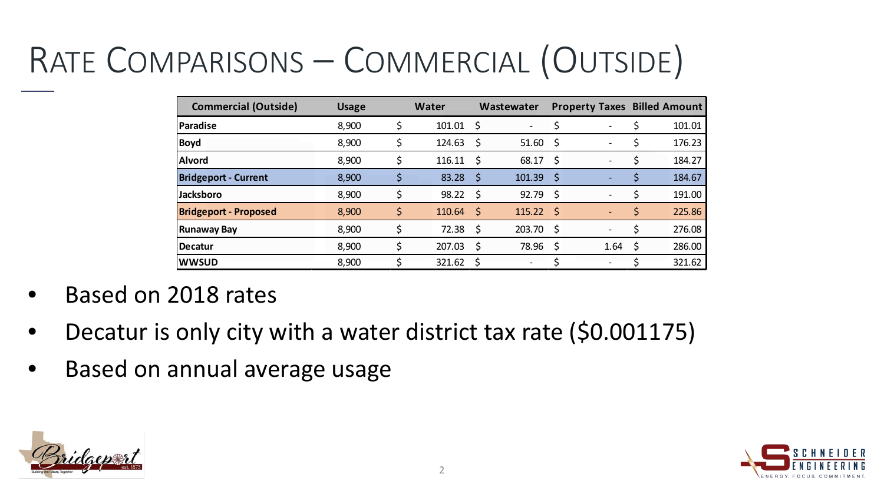# Rate Comparisons – Commercial (Outside)

| Commercial (Outside) | Usage | Water | Wastewater | Property Taxes | Billed Amount |
|---|---|---|---|---|---|
| **Paradise** | 8,900 | $ 101.01 | $ - | $ - | $ 101.01 |
| **Boyd** | 8,900 | $ 124.63 | $ 51.60 | $ - | $ 176.23 |
| **Alvord** | 8,900 | $ 116.11 | $ 68.17 | $ - | $ 184.27 |
| **Bridgeport - Current** | 8,900 | $ 83.28 | $ 101.39 | $ - | $ 184.67 |
| **Jacksboro** | 8,900 | $ 98.22 | $ 92.79 | $ - | $ 191.00 |
| **Bridgeport - Proposed** | 8,900 | $ 110.64 | $ 115.22 | $ - | $ 225.86 |
| **Runaway Bay** | 8,900 | $ 72.38 | $ 203.70 | $ - | $ 276.08 |
| **Decatur** | 8,900 | $ 207.03 | $ 78.96 | $ 1.64 | $ 286.00 |
| **WWSUD** | 8,900 | $ 321.62 | $ - | $ - | $ 321.62 |

- Based on 2018 rates
- Decatur is only city with a water district tax rate ($0.001175)
- Based on annual average usage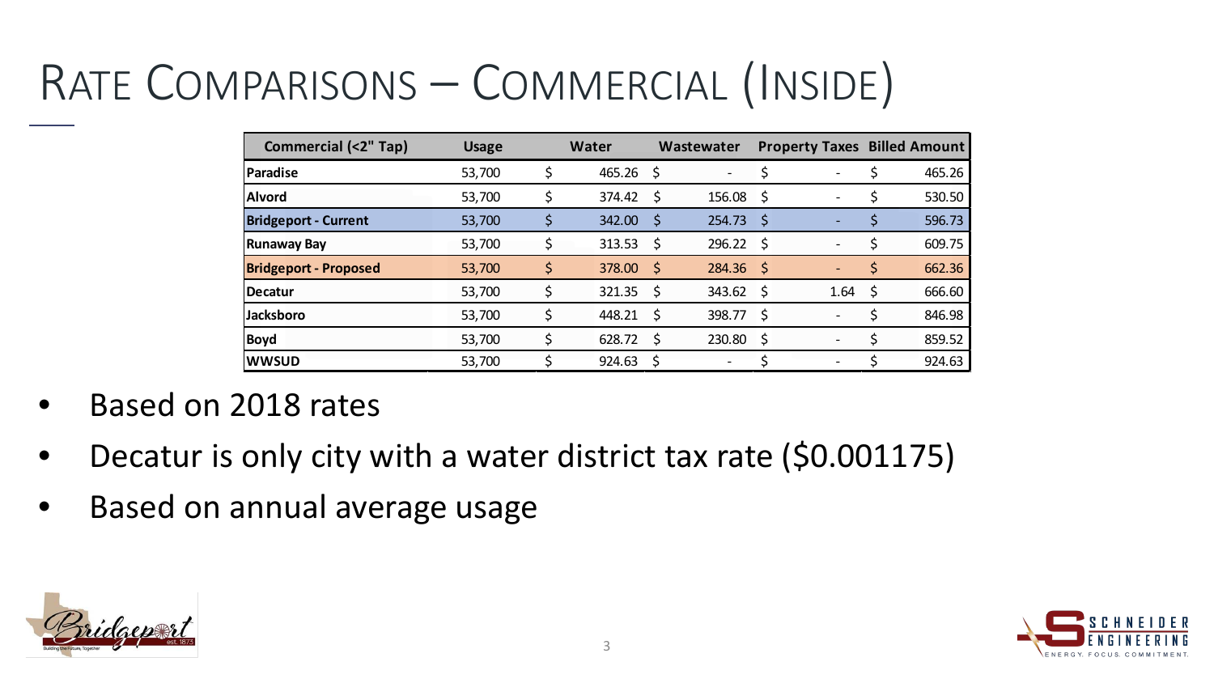# Rate Comparisons – Commercial (Inside)

| Commercial (<2" Tap) | Usage | Water | Wastewater | Property Taxes | Billed Amount |
|---|---|---|---|---|---|
| **Paradise** | 53,700 | $ 465.26 | $ - | $ - | $ 465.26 |
| **Alvord** | 53,700 | $ 374.42 | $ 156.08 | $ - | $ 530.50 |
| **Bridgeport - Current** | 53,700 | $ 342.00 | $ 254.73 | $ - | $ 596.73 |
| **Runaway Bay** | 53,700 | $ 313.53 | $ 296.22 | $ - | $ 609.75 |
| **Bridgeport - Proposed** | 53,700 | $ 378.00 | $ 284.36 | $ - | $ 662.36 |
| **Decatur** | 53,700 | $ 321.35 | $ 343.62 | $ 1.64 | $ 666.60 |
| **Jacksboro** | 53,700 | $ 448.21 | $ 398.77 | $ - | $ 846.98 |
| **Boyd** | 53,700 | $ 628.72 | $ 230.80 | $ - | $ 859.52 |
| **WWSUD** | 53,700 | $ 924.63 | $ - | $ - | $ 924.63 |

- Based on 2018 rates
- Decatur is only city with a water district tax rate ($0.001175)
- Based on annual average usage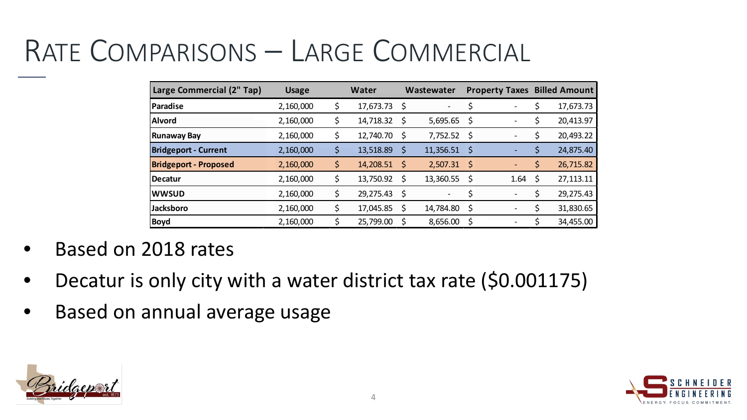# Rate Comparisons – Large Commercial

| Large Commercial (2" Tap) | Usage | Water | Wastewater | Property Taxes | Billed Amount |
|---|---|---|---|---|---|
| **Paradise** | 2,160,000 | $ 17,673.73 | $ - | $ - | $ 17,673.73 |
| **Alvord** | 2,160,000 | $ 14,718.32 | $ 5,695.65 | $ - | $ 20,413.97 |
| **Runaway Bay** | 2,160,000 | $ 12,740.70 | $ 7,752.52 | $ - | $ 20,493.22 |
| **Bridgeport - Current** | 2,160,000 | $ 13,518.89 | $ 11,356.51 | $ - | $ 24,875.40 |
| **Bridgeport - Proposed** | 2,160,000 | $ 14,208.51 | $ 2,507.31 | $ - | $ 26,715.82 |
| **Decatur** | 2,160,000 | $ 13,750.92 | $ 13,360.55 | $ 1.64 | $ 27,113.11 |
| **WWSUD** | 2,160,000 | $ 29,275.43 | $ - | $ - | $ 29,275.43 |
| **Jacksboro** | 2,160,000 | $ 17,045.85 | $ 14,784.80 | $ - | $ 31,830.65 |
| **Boyd** | 2,160,000 | $ 25,799.00 | $ 8,656.00 | $ - | $ 34,455.00 |

- Based on 2018 rates
- Decatur is only city with a water district tax rate ($0.001175)
- Based on annual average usage